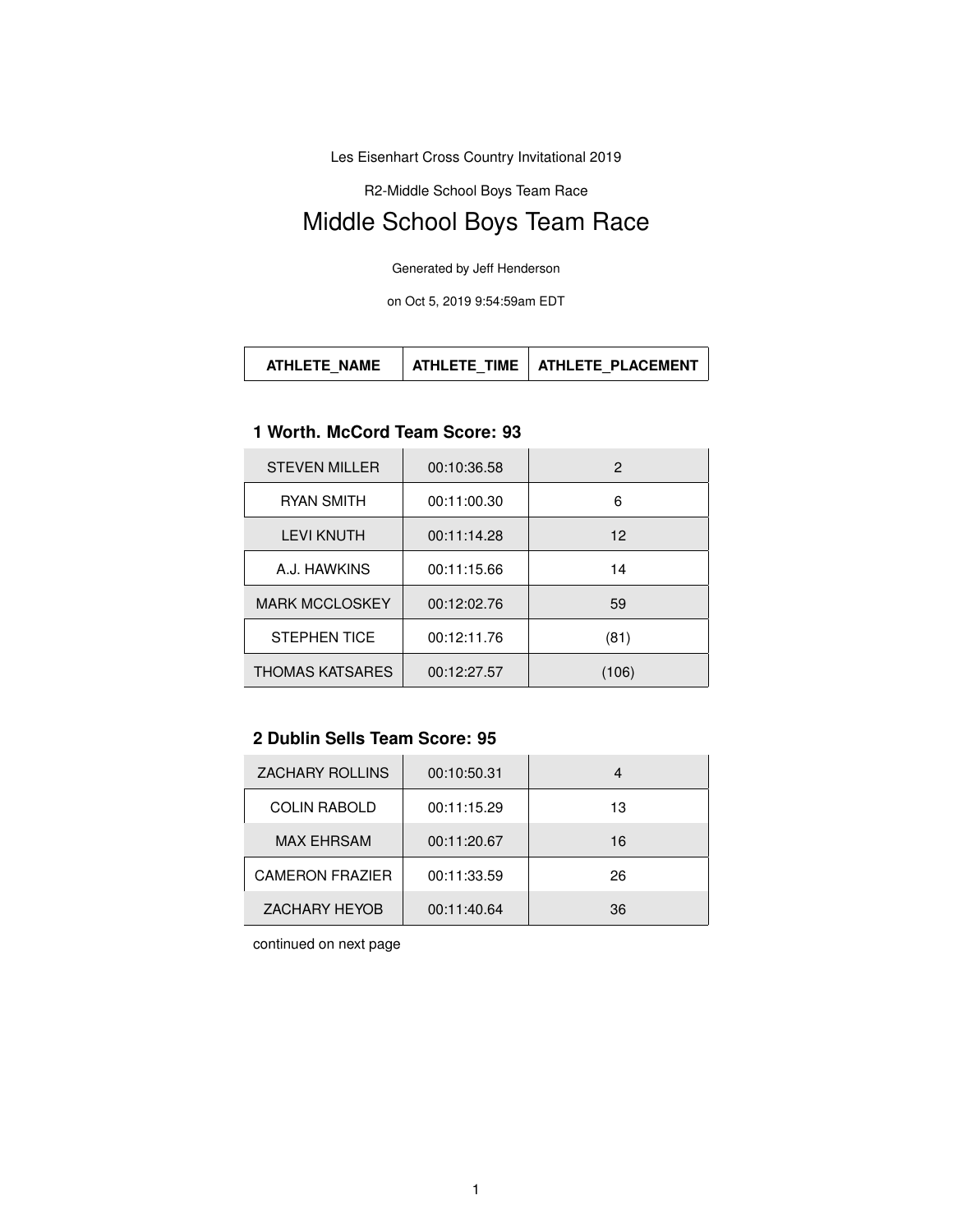Les Eisenhart Cross Country Invitational 2019

R2-Middle School Boys Team Race

# Middle School Boys Team Race

Generated by Jeff Henderson

on Oct 5, 2019 9:54:59am EDT

| ATHLETE_NAME | ATHLETE_TIME | ATHLETE_PLACEMENT |
|---|---|---|

### 1 Worth. McCord Team Score: 93

| ATHLETE_NAME | ATHLETE_TIME | ATHLETE_PLACEMENT |
|---|---|---|
| STEVEN MILLER | 00:10:36.58 | 2 |
| RYAN SMITH | 00:11:00.30 | 6 |
| LEVI KNUTH | 00:11:14.28 | 12 |
| A.J. HAWKINS | 00:11:15.66 | 14 |
| MARK MCCLOSKEY | 00:12:02.76 | 59 |
| STEPHEN TICE | 00:12:11.76 | (81) |
| THOMAS KATSARES | 00:12:27.57 | (106) |

### 2 Dublin Sells Team Score: 95

| ATHLETE_NAME | ATHLETE_TIME | ATHLETE_PLACEMENT |
|---|---|---|
| ZACHARY ROLLINS | 00:10:50.31 | 4 |
| COLIN RABOLD | 00:11:15.29 | 13 |
| MAX EHRSAM | 00:11:20.67 | 16 |
| CAMERON FRAZIER | 00:11:33.59 | 26 |
| ZACHARY HEYOB | 00:11:40.64 | 36 |

continued on next page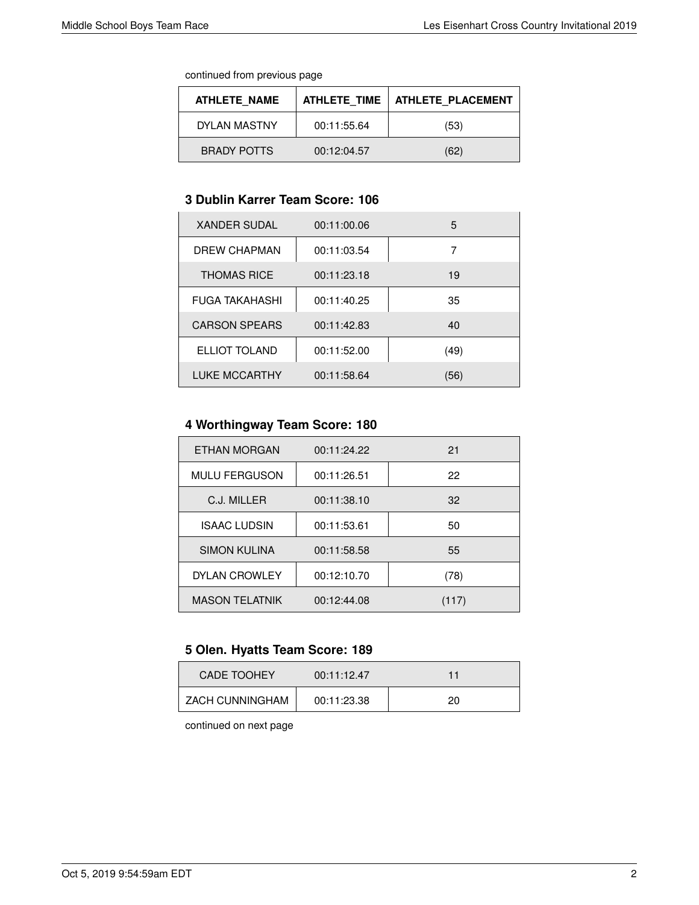continued from previous page

| ATHLETE_NAME | ATHLETE_TIME | ATHLETE_PLACEMENT |
|---|---|---|
| DYLAN MASTNY | 00:11:55.64 | (53) |
| BRADY POTTS | 00:12:04.57 | (62) |

### 3 Dublin Karrer Team Score: 106

| ATHLETE_NAME | ATHLETE_TIME | ATHLETE_PLACEMENT |
|---|---|---|
| XANDER SUDAL | 00:11:00.06 | 5 |
| DREW CHAPMAN | 00:11:03.54 | 7 |
| THOMAS RICE | 00:11:23.18 | 19 |
| FUGA TAKAHASHI | 00:11:40.25 | 35 |
| CARSON SPEARS | 00:11:42.83 | 40 |
| ELLIOT TOLAND | 00:11:52.00 | (49) |
| LUKE MCCARTHY | 00:11:58.64 | (56) |

### 4 Worthingway Team Score: 180

| ATHLETE_NAME | ATHLETE_TIME | ATHLETE_PLACEMENT |
|---|---|---|
| ETHAN MORGAN | 00:11:24.22 | 21 |
| MULU FERGUSON | 00:11:26.51 | 22 |
| C.J. MILLER | 00:11:38.10 | 32 |
| ISAAC LUDSIN | 00:11:53.61 | 50 |
| SIMON KULINA | 00:11:58.58 | 55 |
| DYLAN CROWLEY | 00:12:10.70 | (78) |
| MASON TELATNIK | 00:12:44.08 | (117) |

### 5 Olen. Hyatts Team Score: 189

| ATHLETE_NAME | ATHLETE_TIME | ATHLETE_PLACEMENT |
|---|---|---|
| CADE TOOHEY | 00:11:12.47 | 11 |
| ZACH CUNNINGHAM | 00:11:23.38 | 20 |

continued on next page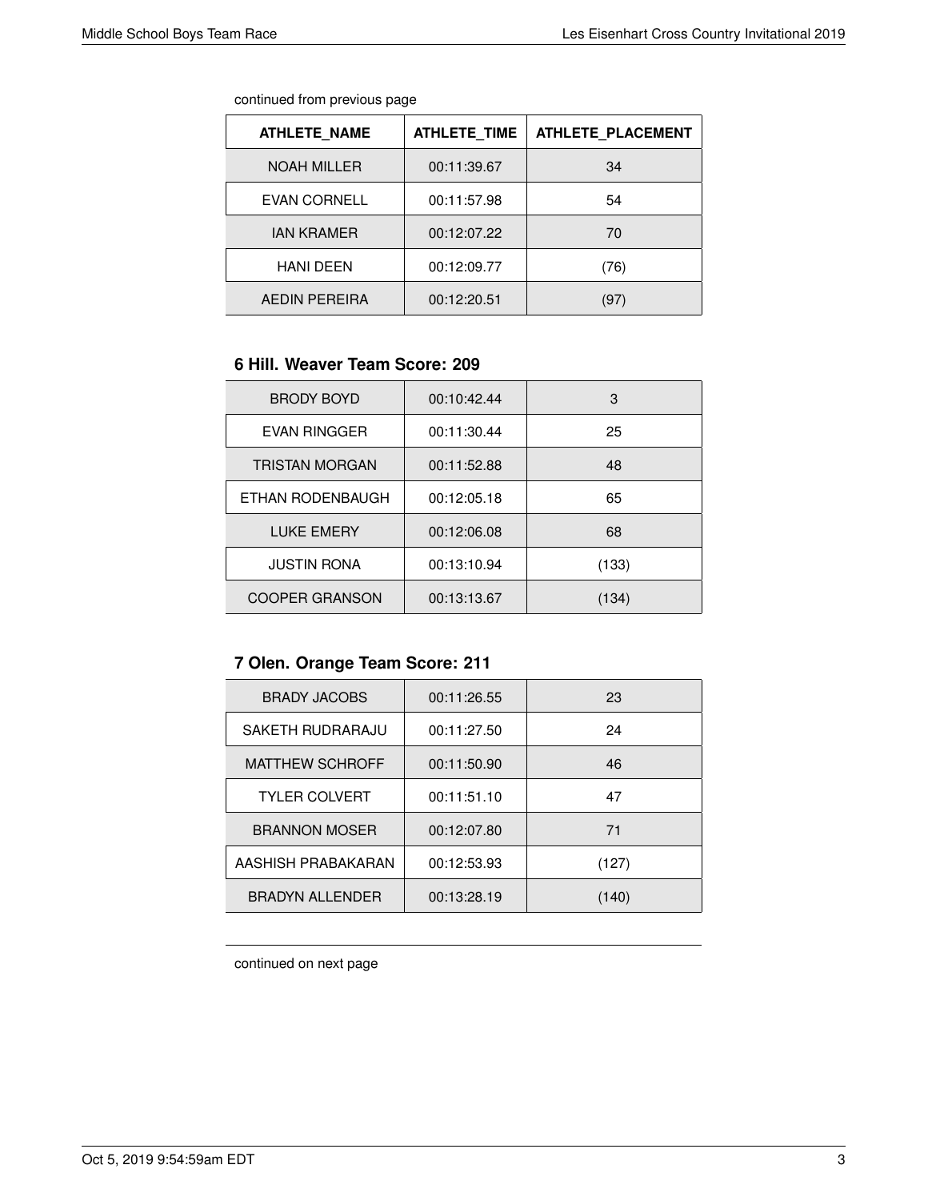continued from previous page

| ATHLETE_NAME | ATHLETE_TIME | ATHLETE_PLACEMENT |
| --- | --- | --- |
| NOAH MILLER | 00:11:39.67 | 34 |
| EVAN CORNELL | 00:11:57.98 | 54 |
| IAN KRAMER | 00:12:07.22 | 70 |
| HANI DEEN | 00:12:09.77 | (76) |
| AEDIN PEREIRA | 00:12:20.51 | (97) |

### 6 Hill. Weaver Team Score: 209

| ATHLETE_NAME | ATHLETE_TIME | ATHLETE_PLACEMENT |
| --- | --- | --- |
| BRODY BOYD | 00:10:42.44 | 3 |
| EVAN RINGGER | 00:11:30.44 | 25 |
| TRISTAN MORGAN | 00:11:52.88 | 48 |
| ETHAN RODENBAUGH | 00:12:05.18 | 65 |
| LUKE EMERY | 00:12:06.08 | 68 |
| JUSTIN RONA | 00:13:10.94 | (133) |
| COOPER GRANSON | 00:13:13.67 | (134) |

### 7 Olen. Orange Team Score: 211

| ATHLETE_NAME | ATHLETE_TIME | ATHLETE_PLACEMENT |
| --- | --- | --- |
| BRADY JACOBS | 00:11:26.55 | 23 |
| SAKETH RUDRARAJU | 00:11:27.50 | 24 |
| MATTHEW SCHROFF | 00:11:50.90 | 46 |
| TYLER COLVERT | 00:11:51.10 | 47 |
| BRANNON MOSER | 00:12:07.80 | 71 |
| AASHISH PRABAKARAN | 00:12:53.93 | (127) |
| BRADYN ALLENDER | 00:13:28.19 | (140) |

continued on next page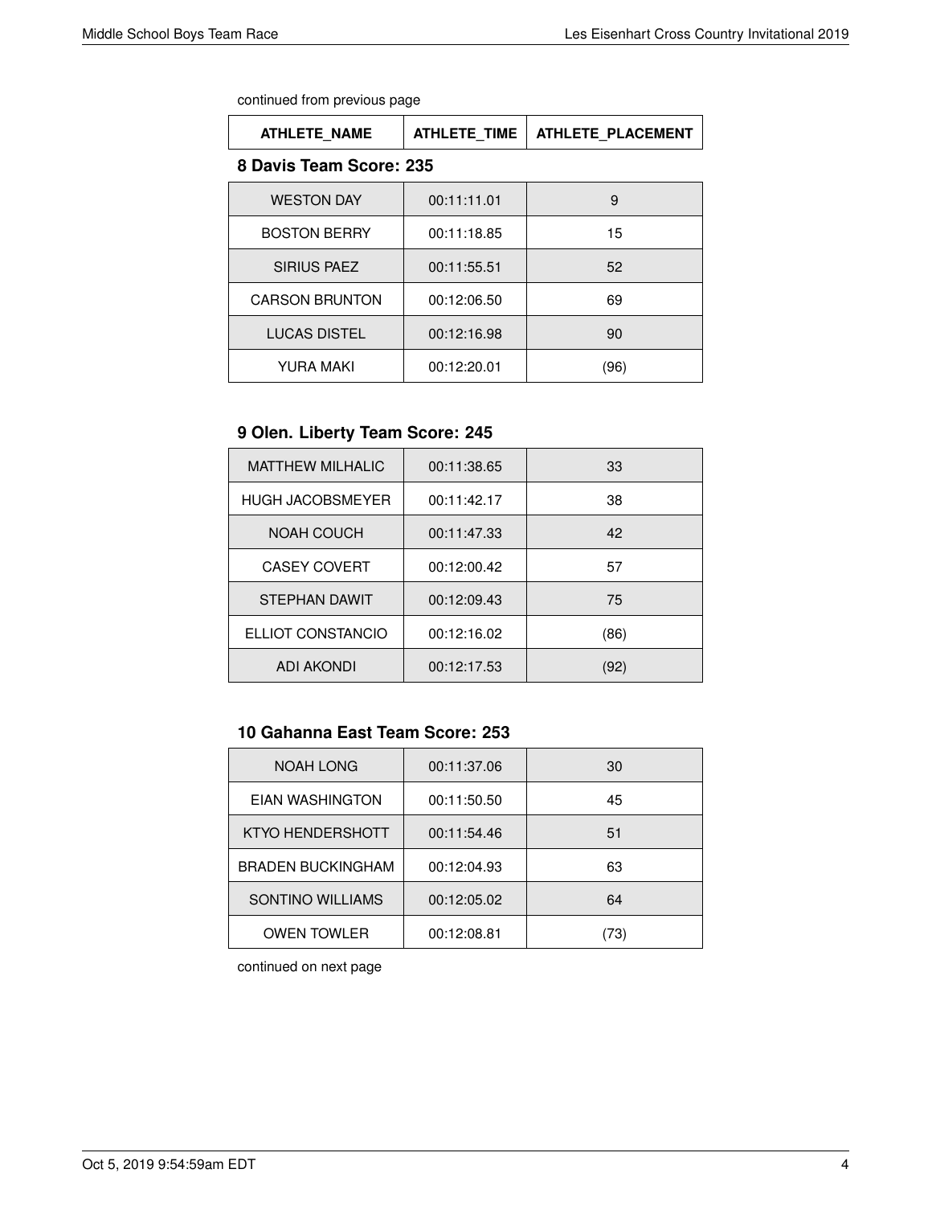continued from previous page

| ATHLETE_NAME | ATHLETE_TIME | ATHLETE_PLACEMENT |
|---|---|---|

### 8 Davis Team Score: 235

| ATHLETE_NAME | ATHLETE_TIME | ATHLETE_PLACEMENT |
|---|---|---|
| WESTON DAY | 00:11:11.01 | 9 |
| BOSTON BERRY | 00:11:18.85 | 15 |
| SIRIUS PAEZ | 00:11:55.51 | 52 |
| CARSON BRUNTON | 00:12:06.50 | 69 |
| LUCAS DISTEL | 00:12:16.98 | 90 |
| YURA MAKI | 00:12:20.01 | (96) |

### 9 Olen. Liberty Team Score: 245

| ATHLETE_NAME | ATHLETE_TIME | ATHLETE_PLACEMENT |
|---|---|---|
| MATTHEW MILHALIC | 00:11:38.65 | 33 |
| HUGH JACOBSMEYER | 00:11:42.17 | 38 |
| NOAH COUCH | 00:11:47.33 | 42 |
| CASEY COVERT | 00:12:00.42 | 57 |
| STEPHAN DAWIT | 00:12:09.43 | 75 |
| ELLIOT CONSTANCIO | 00:12:16.02 | (86) |
| ADI AKONDI | 00:12:17.53 | (92) |

### 10 Gahanna East Team Score: 253

| ATHLETE_NAME | ATHLETE_TIME | ATHLETE_PLACEMENT |
|---|---|---|
| NOAH LONG | 00:11:37.06 | 30 |
| EIAN WASHINGTON | 00:11:50.50 | 45 |
| KTYO HENDERSHOTT | 00:11:54.46 | 51 |
| BRADEN BUCKINGHAM | 00:12:04.93 | 63 |
| SONTINO WILLIAMS | 00:12:05.02 | 64 |
| OWEN TOWLER | 00:12:08.81 | (73) |

continued on next page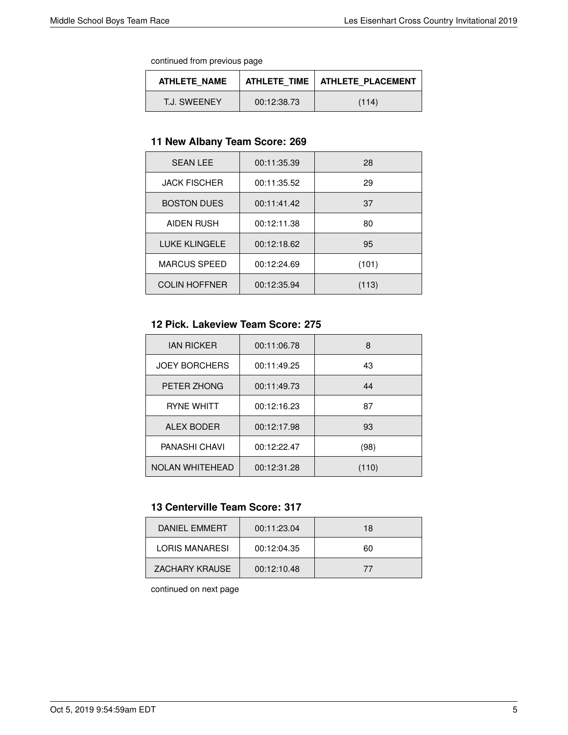continued from previous page

| ATHLETE_NAME | ATHLETE_TIME | ATHLETE_PLACEMENT |
|---|---|---|
| T.J. SWEENEY | 00:12:38.73 | (114) |

### 11 New Albany Team Score: 269

| | | |
|---|---|---|
| SEAN LEE | 00:11:35.39 | 28 |
| JACK FISCHER | 00:11:35.52 | 29 |
| BOSTON DUES | 00:11:41.42 | 37 |
| AIDEN RUSH | 00:12:11.38 | 80 |
| LUKE KLINGELE | 00:12:18.62 | 95 |
| MARCUS SPEED | 00:12:24.69 | (101) |
| COLIN HOFFNER | 00:12:35.94 | (113) |

### 12 Pick. Lakeview Team Score: 275

| | | |
|---|---|---|
| IAN RICKER | 00:11:06.78 | 8 |
| JOEY BORCHERS | 00:11:49.25 | 43 |
| PETER ZHONG | 00:11:49.73 | 44 |
| RYNE WHITT | 00:12:16.23 | 87 |
| ALEX BODER | 00:12:17.98 | 93 |
| PANASHI CHAVI | 00:12:22.47 | (98) |
| NOLAN WHITEHEAD | 00:12:31.28 | (110) |

### 13 Centerville Team Score: 317

| | | |
|---|---|---|
| DANIEL EMMERT | 00:11:23.04 | 18 |
| LORIS MANARESI | 00:12:04.35 | 60 |
| ZACHARY KRAUSE | 00:12:10.48 | 77 |

continued on next page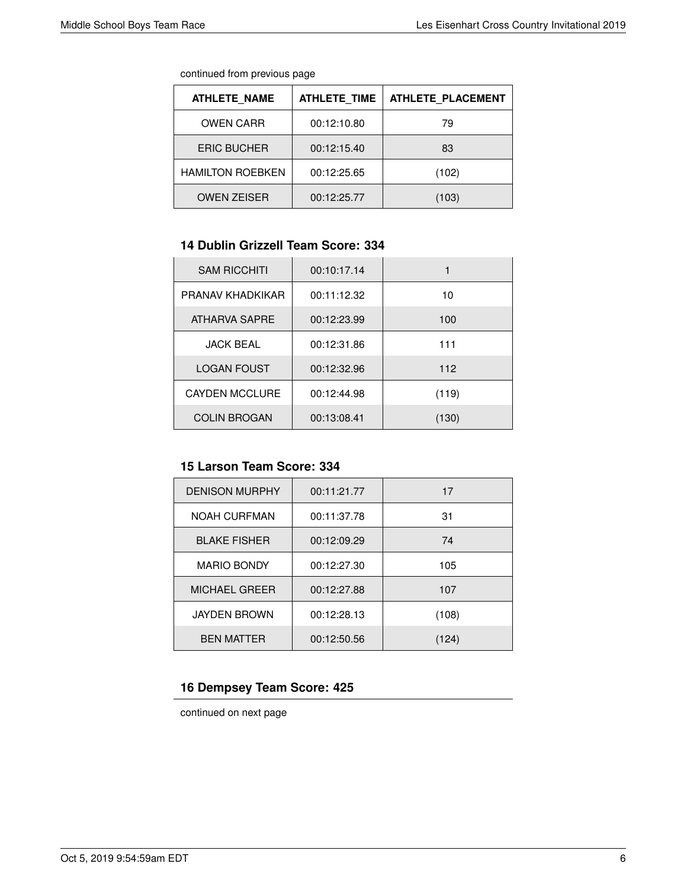continued from previous page

| ATHLETE_NAME | ATHLETE_TIME | ATHLETE_PLACEMENT |
|---|---|---|
| OWEN CARR | 00:12:10.80 | 79 |
| ERIC BUCHER | 00:12:15.40 | 83 |
| HAMILTON ROEBKEN | 00:12:25.65 | (102) |
| OWEN ZEISER | 00:12:25.77 | (103) |

### 14 Dublin Grizzell Team Score: 334

| ATHLETE_NAME | ATHLETE_TIME | ATHLETE_PLACEMENT |
|---|---|---|
| SAM RICCHITI | 00:10:17.14 | 1 |
| PRANAV KHADKIKAR | 00:11:12.32 | 10 |
| ATHARVA SAPRE | 00:12:23.99 | 100 |
| JACK BEAL | 00:12:31.86 | 111 |
| LOGAN FOUST | 00:12:32.96 | 112 |
| CAYDEN MCCLURE | 00:12:44.98 | (119) |
| COLIN BROGAN | 00:13:08.41 | (130) |

### 15 Larson Team Score: 334

| ATHLETE_NAME | ATHLETE_TIME | ATHLETE_PLACEMENT |
|---|---|---|
| DENISON MURPHY | 00:11:21.77 | 17 |
| NOAH CURFMAN | 00:11:37.78 | 31 |
| BLAKE FISHER | 00:12:09.29 | 74 |
| MARIO BONDY | 00:12:27.30 | 105 |
| MICHAEL GREER | 00:12:27.88 | 107 |
| JAYDEN BROWN | 00:12:28.13 | (108) |
| BEN MATTER | 00:12:50.56 | (124) |

### 16 Dempsey Team Score: 425

continued on next page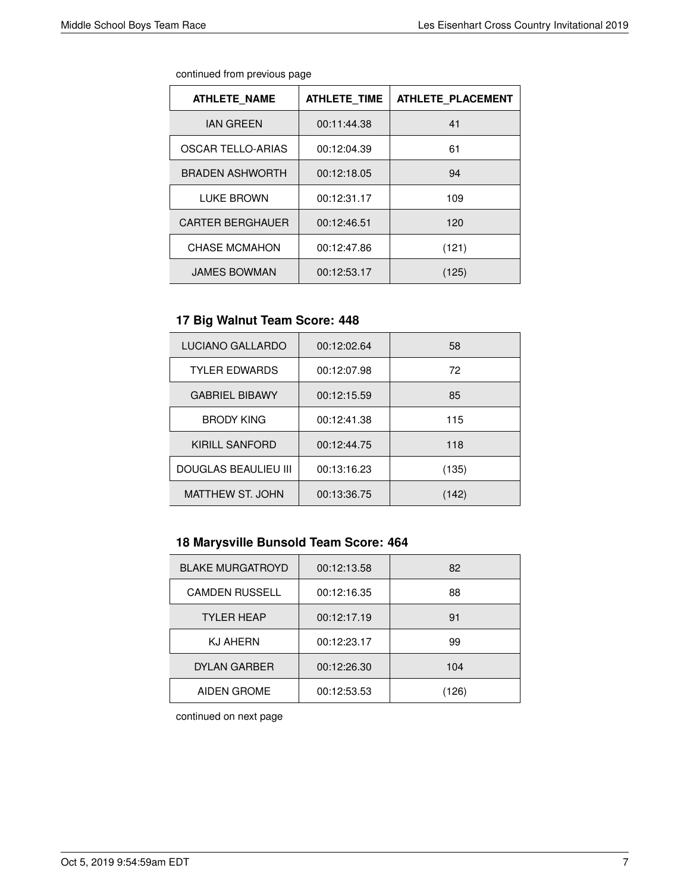continued from previous page

| ATHLETE_NAME | ATHLETE_TIME | ATHLETE_PLACEMENT |
|---|---|---|
| IAN GREEN | 00:11:44.38 | 41 |
| OSCAR TELLO-ARIAS | 00:12:04.39 | 61 |
| BRADEN ASHWORTH | 00:12:18.05 | 94 |
| LUKE BROWN | 00:12:31.17 | 109 |
| CARTER BERGHAUER | 00:12:46.51 | 120 |
| CHASE MCMAHON | 00:12:47.86 | (121) |
| JAMES BOWMAN | 00:12:53.17 | (125) |

### 17 Big Walnut Team Score: 448

| ATHLETE_NAME | ATHLETE_TIME | ATHLETE_PLACEMENT |
|---|---|---|
| LUCIANO GALLARDO | 00:12:02.64 | 58 |
| TYLER EDWARDS | 00:12:07.98 | 72 |
| GABRIEL BIBAWY | 00:12:15.59 | 85 |
| BRODY KING | 00:12:41.38 | 115 |
| KIRILL SANFORD | 00:12:44.75 | 118 |
| DOUGLAS BEAULIEU III | 00:13:16.23 | (135) |
| MATTHEW ST. JOHN | 00:13:36.75 | (142) |

### 18 Marysville Bunsold Team Score: 464

| ATHLETE_NAME | ATHLETE_TIME | ATHLETE_PLACEMENT |
|---|---|---|
| BLAKE MURGATROYD | 00:12:13.58 | 82 |
| CAMDEN RUSSELL | 00:12:16.35 | 88 |
| TYLER HEAP | 00:12:17.19 | 91 |
| KJ AHERN | 00:12:23.17 | 99 |
| DYLAN GARBER | 00:12:26.30 | 104 |
| AIDEN GROME | 00:12:53.53 | (126) |

continued on next page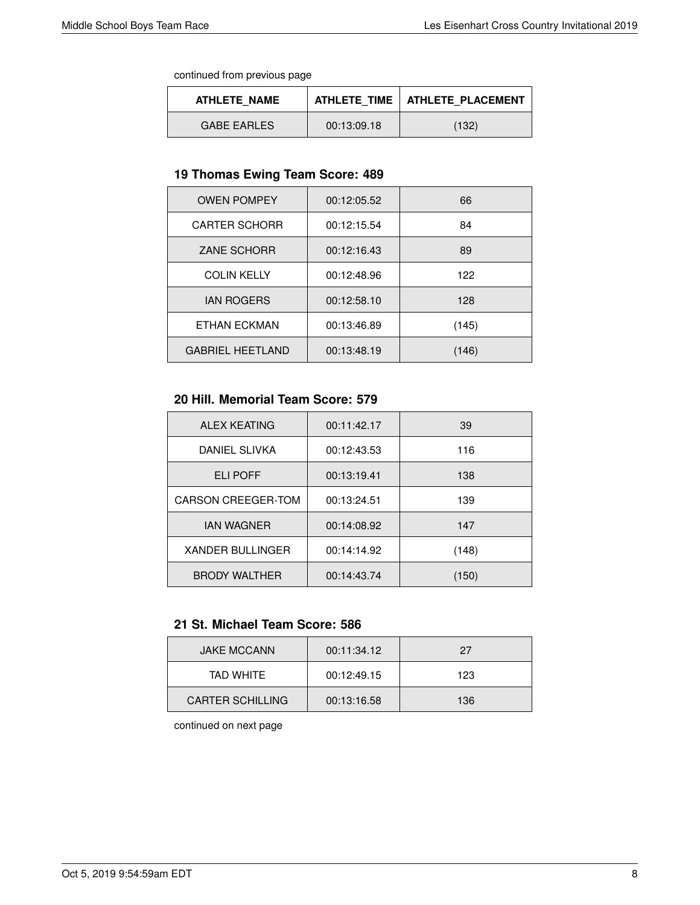continued from previous page

| ATHLETE_NAME | ATHLETE_TIME | ATHLETE_PLACEMENT |
|---|---|---|
| GABE EARLES | 00:13:09.18 | (132) |

### 19 Thomas Ewing Team Score: 489

| ATHLETE_NAME | ATHLETE_TIME | ATHLETE_PLACEMENT |
|---|---|---|
| OWEN POMPEY | 00:12:05.52 | 66 |
| CARTER SCHORR | 00:12:15.54 | 84 |
| ZANE SCHORR | 00:12:16.43 | 89 |
| COLIN KELLY | 00:12:48.96 | 122 |
| IAN ROGERS | 00:12:58.10 | 128 |
| ETHAN ECKMAN | 00:13:46.89 | (145) |
| GABRIEL HEETLAND | 00:13:48.19 | (146) |

### 20 Hill. Memorial Team Score: 579

| ATHLETE_NAME | ATHLETE_TIME | ATHLETE_PLACEMENT |
|---|---|---|
| ALEX KEATING | 00:11:42.17 | 39 |
| DANIEL SLIVKA | 00:12:43.53 | 116 |
| ELI POFF | 00:13:19.41 | 138 |
| CARSON CREEGER-TOM | 00:13:24.51 | 139 |
| IAN WAGNER | 00:14:08.92 | 147 |
| XANDER BULLINGER | 00:14:14.92 | (148) |
| BRODY WALTHER | 00:14:43.74 | (150) |

### 21 St. Michael Team Score: 586

| ATHLETE_NAME | ATHLETE_TIME | ATHLETE_PLACEMENT |
|---|---|---|
| JAKE MCCANN | 00:11:34.12 | 27 |
| TAD WHITE | 00:12:49.15 | 123 |
| CARTER SCHILLING | 00:13:16.58 | 136 |

continued on next page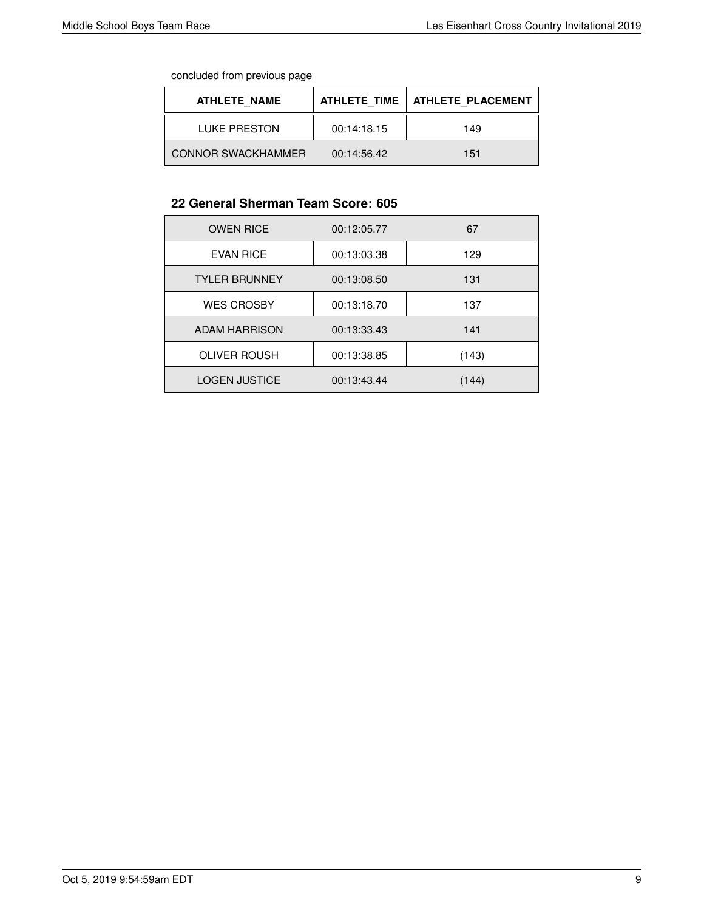concluded from previous page

| ATHLETE_NAME | ATHLETE_TIME | ATHLETE_PLACEMENT |
| --- | --- | --- |
| LUKE PRESTON | 00:14:18.15 | 149 |
| CONNOR SWACKHAMMER | 00:14:56.42 | 151 |

### 22 General Sherman Team Score: 605

| | | |
| --- | --- | --- |
| OWEN RICE | 00:12:05.77 | 67 |
| EVAN RICE | 00:13:03.38 | 129 |
| TYLER BRUNNEY | 00:13:08.50 | 131 |
| WES CROSBY | 00:13:18.70 | 137 |
| ADAM HARRISON | 00:13:33.43 | 141 |
| OLIVER ROUSH | 00:13:38.85 | (143) |
| LOGEN JUSTICE | 00:13:43.44 | (144) |